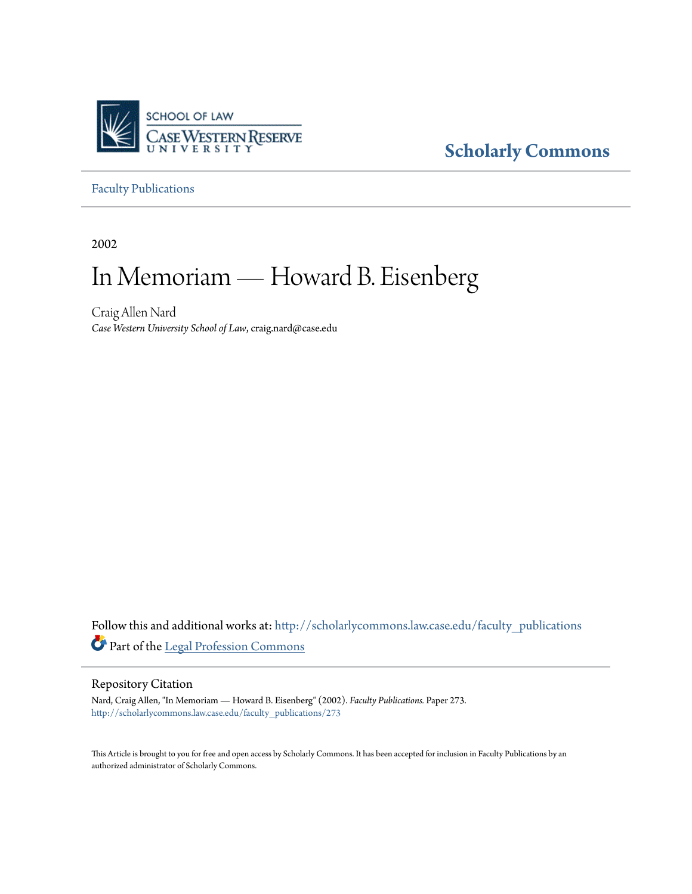SCHOOL OF LAW
CASE WESTERN RESERVE
UNIVERSITY

**Scholarly Commons**

Faculty Publications

2002

# In Memoriam — Howard B. Eisenberg

Craig Allen Nard
*Case Western University School of Law*, craig.nard@case.edu

Follow this and additional works at: http://scholarlycommons.law.case.edu/faculty_publications

Part of the Legal Profession Commons

## Repository Citation

Nard, Craig Allen, "In Memoriam — Howard B. Eisenberg" (2002). *Faculty Publications.* Paper 273.
http://scholarlycommons.law.case.edu/faculty_publications/273

This Article is brought to you for free and open access by Scholarly Commons. It has been accepted for inclusion in Faculty Publications by an authorized administrator of Scholarly Commons.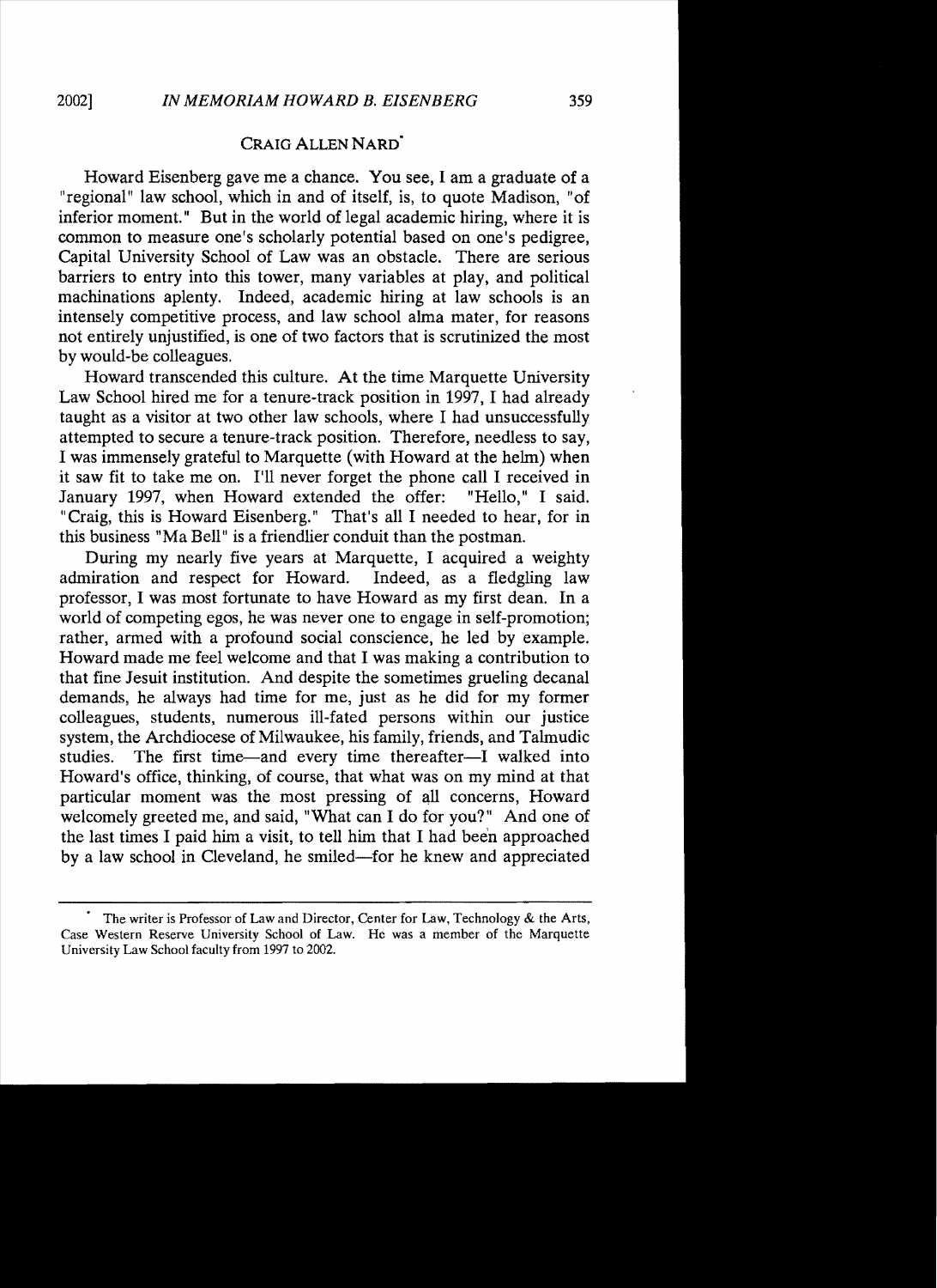## CRAIG ALLEN NARD[*]

Howard Eisenberg gave me a chance. You see, I am a graduate of a "regional" law school, which in and of itself, is, to quote Madison, "of inferior moment." But in the world of legal academic hiring, where it is common to measure one's scholarly potential based on one's pedigree, Capital University School of Law was an obstacle. There are serious barriers to entry into this tower, many variables at play, and political machinations aplenty. Indeed, academic hiring at law schools is an intensely competitive process, and law school alma mater, for reasons not entirely unjustified, is one of two factors that is scrutinized the most by would-be colleagues.

Howard transcended this culture. At the time Marquette University Law School hired me for a tenure-track position in 1997, I had already taught as a visitor at two other law schools, where I had unsuccessfully attempted to secure a tenure-track position. Therefore, needless to say, I was immensely grateful to Marquette (with Howard at the helm) when it saw fit to take me on. I'll never forget the phone call I received in January 1997, when Howard extended the offer: "Hello," I said. "Craig, this is Howard Eisenberg." That's all I needed to hear, for in this business "Ma Bell" is a friendlier conduit than the postman.

During my nearly five years at Marquette, I acquired a weighty admiration and respect for Howard. Indeed, as a fledgling law professor, I was most fortunate to have Howard as my first dean. In a world of competing egos, he was never one to engage in self-promotion; rather, armed with a profound social conscience, he led by example. Howard made me feel welcome and that I was making a contribution to that fine Jesuit institution. And despite the sometimes grueling decanal demands, he always had time for me, just as he did for my former colleagues, students, numerous ill-fated persons within our justice system, the Archdiocese of Milwaukee, his family, friends, and Talmudic studies. The first time—and every time thereafter—I walked into Howard's office, thinking, of course, that what was on my mind at that particular moment was the most pressing of all concerns, Howard welcomely greeted me, and said, "What can I do for you?" And one of the last times I paid him a visit, to tell him that I had been approached by a law school in Cleveland, he smiled—for he knew and appreciated

---

[*] The writer is Professor of Law and Director, Center for Law, Technology & the Arts, Case Western Reserve University School of Law. He was a member of the Marquette University Law School faculty from 1997 to 2002.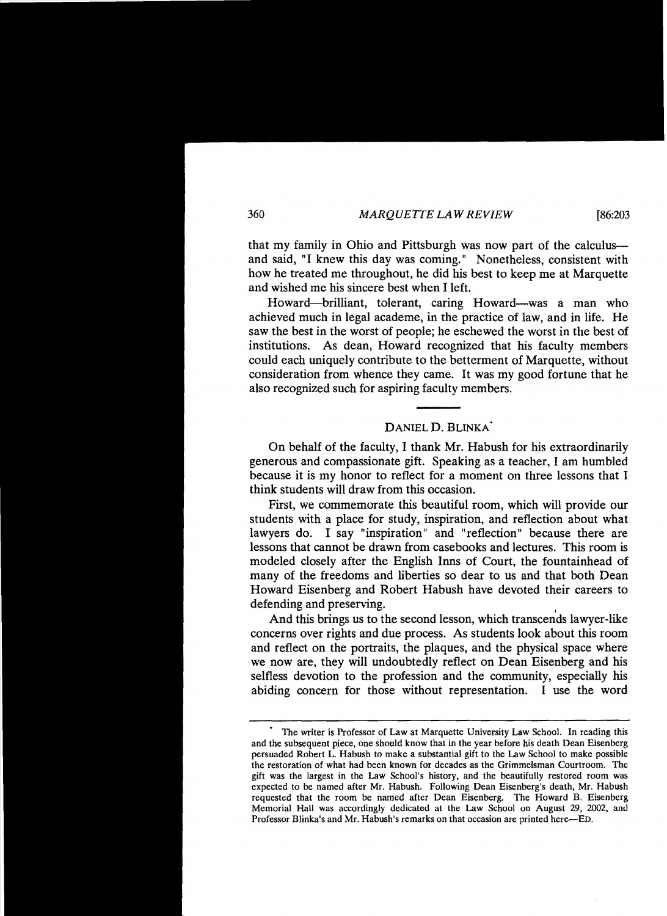that my family in Ohio and Pittsburgh was now part of the calculus—and said, "I knew this day was coming." Nonetheless, consistent with how he treated me throughout, he did his best to keep me at Marquette and wished me his sincere best when I left.

Howard—brilliant, tolerant, caring Howard—was a man who achieved much in legal academe, in the practice of law, and in life. He saw the best in the worst of people; he eschewed the worst in the best of institutions. As dean, Howard recognized that his faculty members could each uniquely contribute to the betterment of Marquette, without consideration from whence they came. It was my good fortune that he also recognized such for aspiring faculty members.

---

## DANIEL D. BLINKA*

On behalf of the faculty, I thank Mr. Habush for his extraordinarily generous and compassionate gift. Speaking as a teacher, I am humbled because it is my honor to reflect for a moment on three lessons that I think students will draw from this occasion.

First, we commemorate this beautiful room, which will provide our students with a place for study, inspiration, and reflection about what lawyers do. I say "inspiration" and "reflection" because there are lessons that cannot be drawn from casebooks and lectures. This room is modeled closely after the English Inns of Court, the fountainhead of many of the freedoms and liberties so dear to us and that both Dean Howard Eisenberg and Robert Habush have devoted their careers to defending and preserving.

And this brings us to the second lesson, which transcends lawyer-like concerns over rights and due process. As students look about this room and reflect on the portraits, the plaques, and the physical space where we now are, they will undoubtedly reflect on Dean Eisenberg and his selfless devotion to the profession and the community, especially his abiding concern for those without representation. I use the word

---

* The writer is Professor of Law at Marquette University Law School. In reading this and the subsequent piece, one should know that in the year before his death Dean Eisenberg persuaded Robert L. Habush to make a substantial gift to the Law School to make possible the restoration of what had been known for decades as the Grimmelsman Courtroom. The gift was the largest in the Law School's history, and the beautifully restored room was expected to be named after Mr. Habush. Following Dean Eisenberg's death, Mr. Habush requested that the room be named after Dean Eisenberg. The Howard B. Eisenberg Memorial Hall was accordingly dedicated at the Law School on August 29, 2002, and Professor Blinka's and Mr. Habush's remarks on that occasion are printed here—ED.